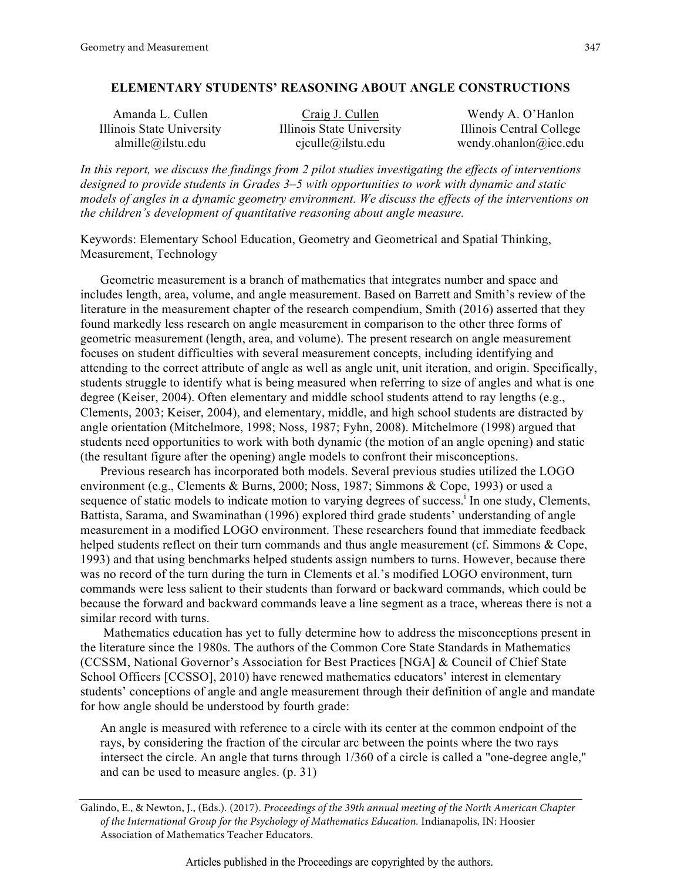# ELEMENTARY STUDENTS' REASONING ABOUT ANGLE CONSTRUCTIONS

| Amanda L. Cullen | Craig J. Cullen | Wendy A. O'Hanlon |
|---|---|---|
| Illinois State University | Illinois State University | Illinois Central College |
| almille@ilstu.edu | cjculle@ilstu.edu | wendy.ohanlon@icc.edu |

*In this report, we discuss the findings from 2 pilot studies investigating the effects of interventions designed to provide students in Grades 3–5 with opportunities to work with dynamic and static models of angles in a dynamic geometry environment. We discuss the effects of the interventions on the children's development of quantitative reasoning about angle measure.*

Keywords: Elementary School Education, Geometry and Geometrical and Spatial Thinking, Measurement, Technology

Geometric measurement is a branch of mathematics that integrates number and space and includes length, area, volume, and angle measurement. Based on Barrett and Smith's review of the literature in the measurement chapter of the research compendium, Smith (2016) asserted that they found markedly less research on angle measurement in comparison to the other three forms of geometric measurement (length, area, and volume). The present research on angle measurement focuses on student difficulties with several measurement concepts, including identifying and attending to the correct attribute of angle as well as angle unit, unit iteration, and origin. Specifically, students struggle to identify what is being measured when referring to size of angles and what is one degree (Keiser, 2004). Often elementary and middle school students attend to ray lengths (e.g., Clements, 2003; Keiser, 2004), and elementary, middle, and high school students are distracted by angle orientation (Mitchelmore, 1998; Noss, 1987; Fyhn, 2008). Mitchelmore (1998) argued that students need opportunities to work with both dynamic (the motion of an angle opening) and static (the resultant figure after the opening) angle models to confront their misconceptions.

Previous research has incorporated both models. Several previous studies utilized the LOGO environment (e.g., Clements & Burns, 2000; Noss, 1987; Simmons & Cope, 1993) or used a sequence of static models to indicate motion to varying degrees of success.[i] In one study, Clements, Battista, Sarama, and Swaminathan (1996) explored third grade students' understanding of angle measurement in a modified LOGO environment. These researchers found that immediate feedback helped students reflect on their turn commands and thus angle measurement (cf. Simmons & Cope, 1993) and that using benchmarks helped students assign numbers to turns. However, because there was no record of the turn during the turn in Clements et al.'s modified LOGO environment, turn commands were less salient to their students than forward or backward commands, which could be because the forward and backward commands leave a line segment as a trace, whereas there is not a similar record with turns.

Mathematics education has yet to fully determine how to address the misconceptions present in the literature since the 1980s. The authors of the Common Core State Standards in Mathematics (CCSSM, National Governor's Association for Best Practices [NGA] & Council of Chief State School Officers [CCSSO], 2010) have renewed mathematics educators' interest in elementary students' conceptions of angle and angle measurement through their definition of angle and mandate for how angle should be understood by fourth grade:

> An angle is measured with reference to a circle with its center at the common endpoint of the rays, by considering the fraction of the circular arc between the points where the two rays intersect the circle. An angle that turns through 1/360 of a circle is called a "one-degree angle," and can be used to measure angles. (p. 31)

Galindo, E., & Newton, J., (Eds.). (2017). *Proceedings of the 39th annual meeting of the North American Chapter of the International Group for the Psychology of Mathematics Education.* Indianapolis, IN: Hoosier Association of Mathematics Teacher Educators.

Articles published in the Proceedings are copyrighted by the authors.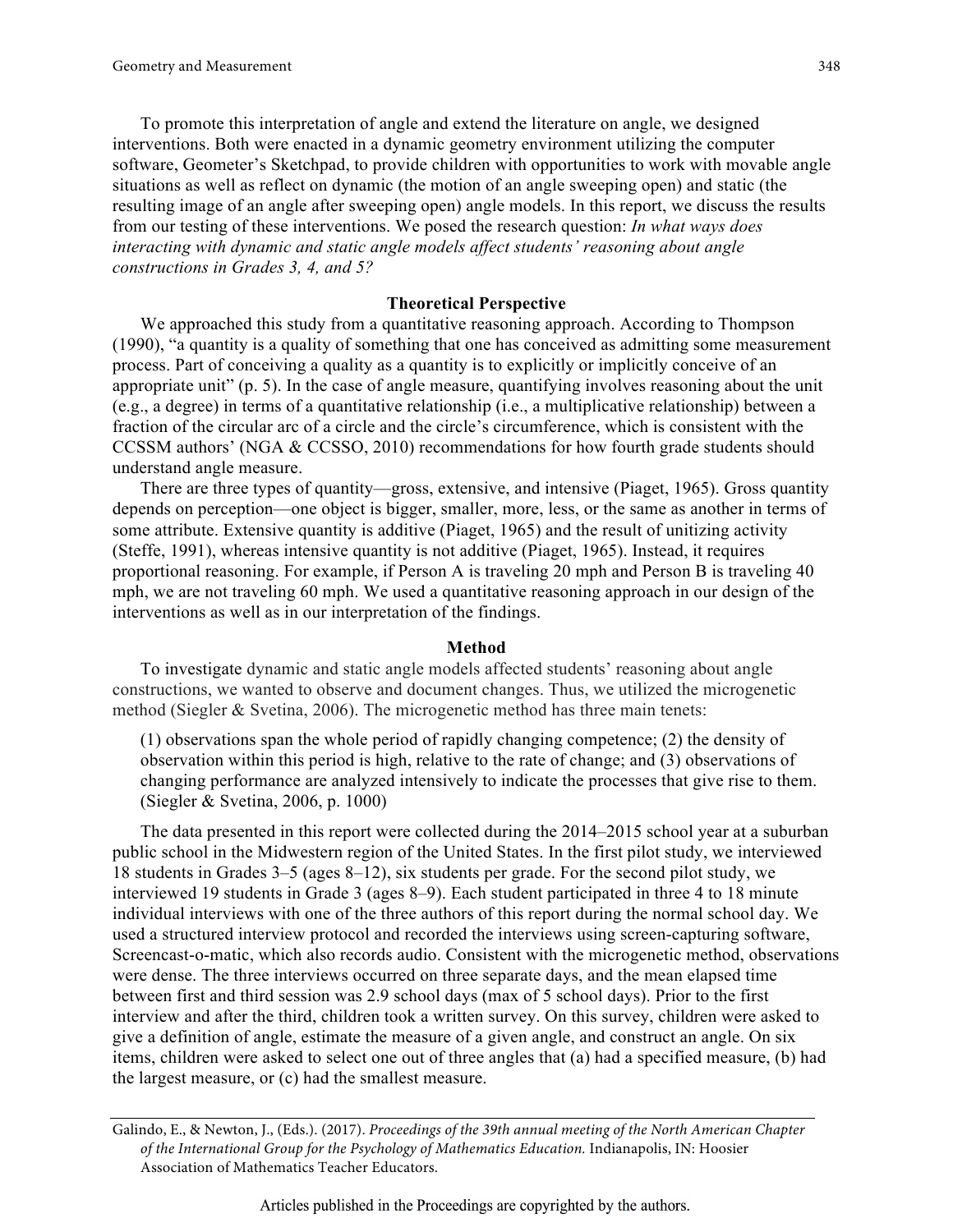To promote this interpretation of angle and extend the literature on angle, we designed interventions. Both were enacted in a dynamic geometry environment utilizing the computer software, Geometer's Sketchpad, to provide children with opportunities to work with movable angle situations as well as reflect on dynamic (the motion of an angle sweeping open) and static (the resulting image of an angle after sweeping open) angle models. In this report, we discuss the results from our testing of these interventions. We posed the research question: *In what ways does interacting with dynamic and static angle models affect students' reasoning about angle constructions in Grades 3, 4, and 5?*

## Theoretical Perspective

We approached this study from a quantitative reasoning approach. According to Thompson (1990), "a quantity is a quality of something that one has conceived as admitting some measurement process. Part of conceiving a quality as a quantity is to explicitly or implicitly conceive of an appropriate unit" (p. 5). In the case of angle measure, quantifying involves reasoning about the unit (e.g., a degree) in terms of a quantitative relationship (i.e., a multiplicative relationship) between a fraction of the circular arc of a circle and the circle's circumference, which is consistent with the CCSSM authors' (NGA & CCSSO, 2010) recommendations for how fourth grade students should understand angle measure.

There are three types of quantity—gross, extensive, and intensive (Piaget, 1965). Gross quantity depends on perception—one object is bigger, smaller, more, less, or the same as another in terms of some attribute. Extensive quantity is additive (Piaget, 1965) and the result of unitizing activity (Steffe, 1991), whereas intensive quantity is not additive (Piaget, 1965). Instead, it requires proportional reasoning. For example, if Person A is traveling 20 mph and Person B is traveling 40 mph, we are not traveling 60 mph. We used a quantitative reasoning approach in our design of the interventions as well as in our interpretation of the findings.

## Method

To investigate dynamic and static angle models affected students' reasoning about angle constructions, we wanted to observe and document changes. Thus, we utilized the microgenetic method (Siegler & Svetina, 2006). The microgenetic method has three main tenets:

> (1) observations span the whole period of rapidly changing competence; (2) the density of observation within this period is high, relative to the rate of change; and (3) observations of changing performance are analyzed intensively to indicate the processes that give rise to them. (Siegler & Svetina, 2006, p. 1000)

The data presented in this report were collected during the 2014–2015 school year at a suburban public school in the Midwestern region of the United States. In the first pilot study, we interviewed 18 students in Grades 3–5 (ages 8–12), six students per grade. For the second pilot study, we interviewed 19 students in Grade 3 (ages 8–9). Each student participated in three 4 to 18 minute individual interviews with one of the three authors of this report during the normal school day. We used a structured interview protocol and recorded the interviews using screen-capturing software, Screencast-o-matic, which also records audio. Consistent with the microgenetic method, observations were dense. The three interviews occurred on three separate days, and the mean elapsed time between first and third session was 2.9 school days (max of 5 school days). Prior to the first interview and after the third, children took a written survey. On this survey, children were asked to give a definition of angle, estimate the measure of a given angle, and construct an angle. On six items, children were asked to select one out of three angles that (a) had a specified measure, (b) had the largest measure, or (c) had the smallest measure.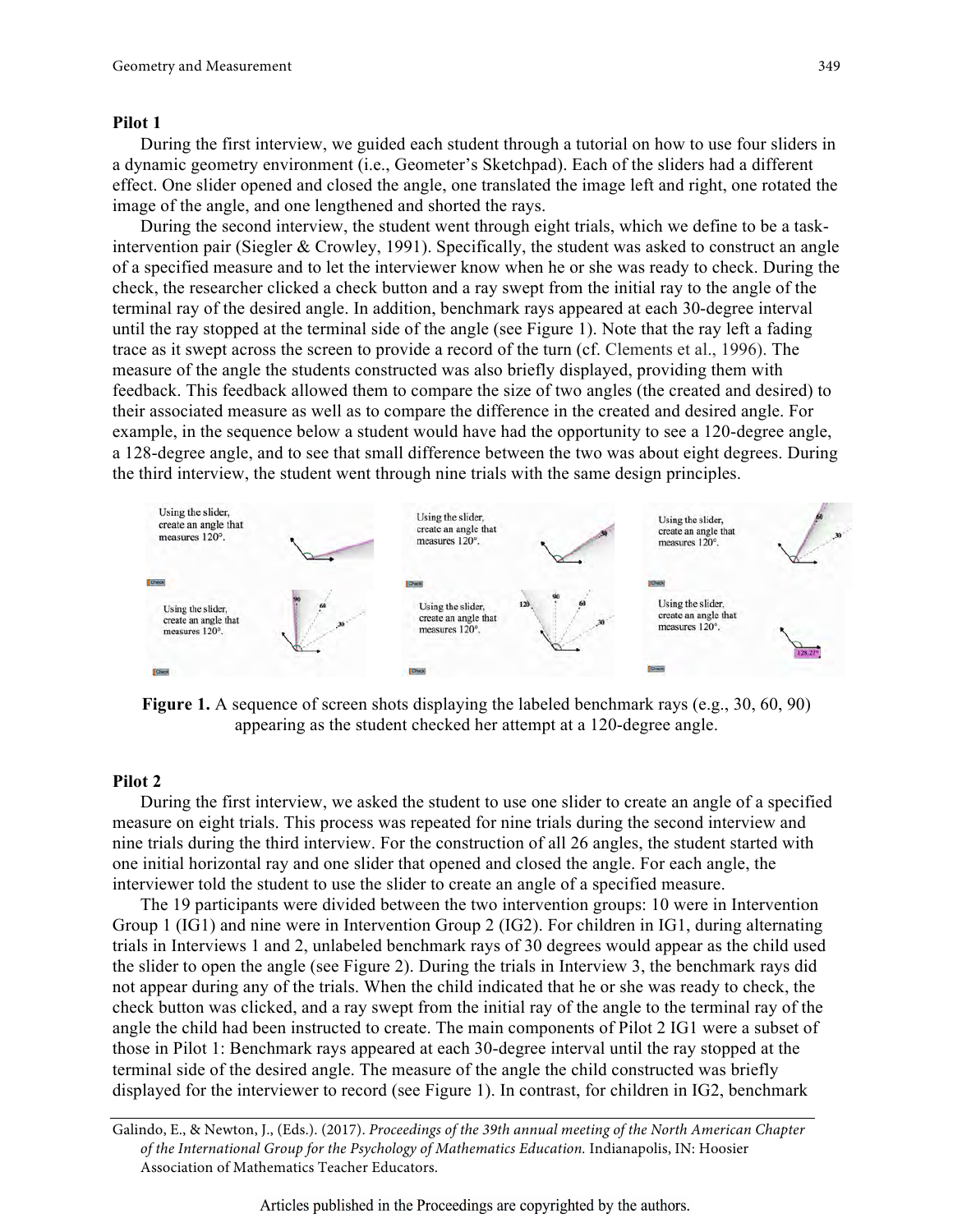**Pilot 1**

During the first interview, we guided each student through a tutorial on how to use four sliders in a dynamic geometry environment (i.e., Geometer's Sketchpad). Each of the sliders had a different effect. One slider opened and closed the angle, one translated the image left and right, one rotated the image of the angle, and one lengthened and shorted the rays.

During the second interview, the student went through eight trials, which we define to be a task-intervention pair (Siegler & Crowley, 1991). Specifically, the student was asked to construct an angle of a specified measure and to let the interviewer know when he or she was ready to check. During the check, the researcher clicked a check button and a ray swept from the initial ray to the angle of the terminal ray of the desired angle. In addition, benchmark rays appeared at each 30-degree interval until the ray stopped at the terminal side of the angle (see Figure 1). Note that the ray left a fading trace as it swept across the screen to provide a record of the turn (cf. Clements et al., 1996). The measure of the angle the students constructed was also briefly displayed, providing them with feedback. This feedback allowed them to compare the size of two angles (the created and desired) to their associated measure as well as to compare the difference in the created and desired angle. For example, in the sequence below a student would have had the opportunity to see a 120-degree angle, a 128-degree angle, and to see that small difference between the two was about eight degrees. During the third interview, the student went through nine trials with the same design principles.

**Figure 1.** A sequence of screen shots displaying the labeled benchmark rays (e.g., 30, 60, 90) appearing as the student checked her attempt at a 120-degree angle.

**Pilot 2**

During the first interview, we asked the student to use one slider to create an angle of a specified measure on eight trials. This process was repeated for nine trials during the second interview and nine trials during the third interview. For the construction of all 26 angles, the student started with one initial horizontal ray and one slider that opened and closed the angle. For each angle, the interviewer told the student to use the slider to create an angle of a specified measure.

The 19 participants were divided between the two intervention groups: 10 were in Intervention Group 1 (IG1) and nine were in Intervention Group 2 (IG2). For children in IG1, during alternating trials in Interviews 1 and 2, unlabeled benchmark rays of 30 degrees would appear as the child used the slider to open the angle (see Figure 2). During the trials in Interview 3, the benchmark rays did not appear during any of the trials. When the child indicated that he or she was ready to check, the check button was clicked, and a ray swept from the initial ray of the angle to the terminal ray of the angle the child had been instructed to create. The main components of Pilot 2 IG1 were a subset of those in Pilot 1: Benchmark rays appeared at each 30-degree interval until the ray stopped at the terminal side of the desired angle. The measure of the angle the child constructed was briefly displayed for the interviewer to record (see Figure 1). In contrast, for children in IG2, benchmark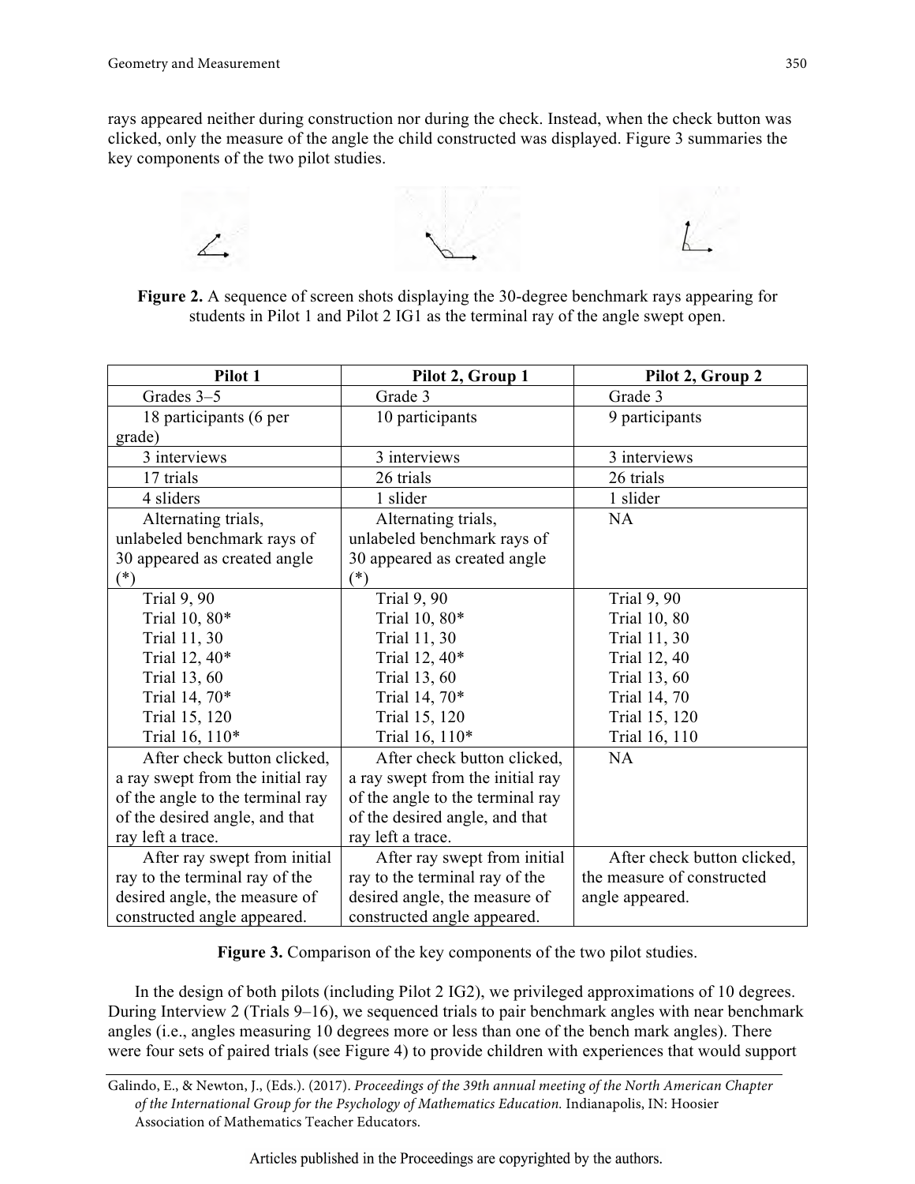rays appeared neither during construction nor during the check. Instead, when the check button was clicked, only the measure of the angle the child constructed was displayed. Figure 3 summaries the key components of the two pilot studies.

**Figure 2.** A sequence of screen shots displaying the 30-degree benchmark rays appearing for students in Pilot 1 and Pilot 2 IG1 as the terminal ray of the angle swept open.

| Pilot 1 | Pilot 2, Group 1 | Pilot 2, Group 2 |
|---|---|---|
| Grades 3–5 | Grade 3 | Grade 3 |
| 18 participants (6 per grade) | 10 participants | 9 participants |
| 3 interviews | 3 interviews | 3 interviews |
| 17 trials | 26 trials | 26 trials |
| 4 sliders | 1 slider | 1 slider |
| Alternating trials, unlabeled benchmark rays of 30 appeared as created angle (*) | Alternating trials, unlabeled benchmark rays of 30 appeared as created angle (*) | NA |
| Trial 9, 90<br>Trial 10, 80*<br>Trial 11, 30<br>Trial 12, 40*<br>Trial 13, 60<br>Trial 14, 70*<br>Trial 15, 120<br>Trial 16, 110* | Trial 9, 90<br>Trial 10, 80*<br>Trial 11, 30<br>Trial 12, 40*<br>Trial 13, 60<br>Trial 14, 70*<br>Trial 15, 120<br>Trial 16, 110* | Trial 9, 90<br>Trial 10, 80<br>Trial 11, 30<br>Trial 12, 40<br>Trial 13, 60<br>Trial 14, 70<br>Trial 15, 120<br>Trial 16, 110 |
| After check button clicked, a ray swept from the initial ray of the angle to the terminal ray of the desired angle, and that ray left a trace. | After check button clicked, a ray swept from the initial ray of the angle to the terminal ray of the desired angle, and that ray left a trace. | NA |
| After ray swept from initial ray to the terminal ray of the desired angle, the measure of constructed angle appeared. | After ray swept from initial ray to the terminal ray of the desired angle, the measure of constructed angle appeared. | After check button clicked, the measure of constructed angle appeared. |

**Figure 3.** Comparison of the key components of the two pilot studies.

In the design of both pilots (including Pilot 2 IG2), we privileged approximations of 10 degrees. During Interview 2 (Trials 9–16), we sequenced trials to pair benchmark angles with near benchmark angles (i.e., angles measuring 10 degrees more or less than one of the bench mark angles). There were four sets of paired trials (see Figure 4) to provide children with experiences that would support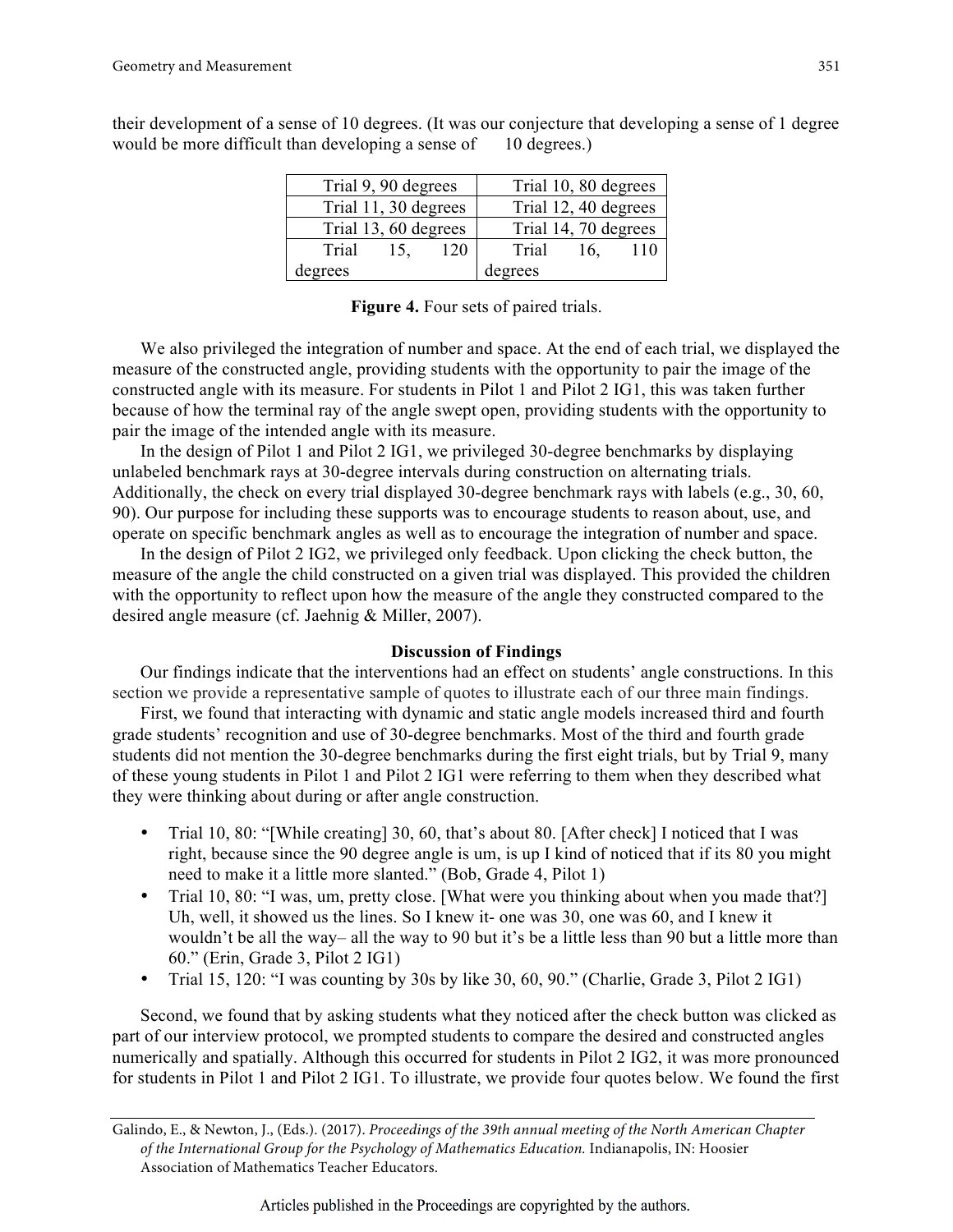their development of a sense of 10 degrees. (It was our conjecture that developing a sense of 1 degree would be more difficult than developing a sense of 10 degrees.)

| Trial 9, 90 degrees | Trial 10, 80 degrees |
|---|---|
| Trial 11, 30 degrees | Trial 12, 40 degrees |
| Trial 13, 60 degrees | Trial 14, 70 degrees |
| Trial 15, 120 degrees | Trial 16, 110 degrees |

**Figure 4.** Four sets of paired trials.

We also privileged the integration of number and space. At the end of each trial, we displayed the measure of the constructed angle, providing students with the opportunity to pair the image of the constructed angle with its measure. For students in Pilot 1 and Pilot 2 IG1, this was taken further because of how the terminal ray of the angle swept open, providing students with the opportunity to pair the image of the intended angle with its measure.

In the design of Pilot 1 and Pilot 2 IG1, we privileged 30-degree benchmarks by displaying unlabeled benchmark rays at 30-degree intervals during construction on alternating trials. Additionally, the check on every trial displayed 30-degree benchmark rays with labels (e.g., 30, 60, 90). Our purpose for including these supports was to encourage students to reason about, use, and operate on specific benchmark angles as well as to encourage the integration of number and space.

In the design of Pilot 2 IG2, we privileged only feedback. Upon clicking the check button, the measure of the angle the child constructed on a given trial was displayed. This provided the children with the opportunity to reflect upon how the measure of the angle they constructed compared to the desired angle measure (cf. Jaehnig & Miller, 2007).

## Discussion of Findings

Our findings indicate that the interventions had an effect on students' angle constructions. In this section we provide a representative sample of quotes to illustrate each of our three main findings.

First, we found that interacting with dynamic and static angle models increased third and fourth grade students' recognition and use of 30-degree benchmarks. Most of the third and fourth grade students did not mention the 30-degree benchmarks during the first eight trials, but by Trial 9, many of these young students in Pilot 1 and Pilot 2 IG1 were referring to them when they described what they were thinking about during or after angle construction.

- Trial 10, 80: "[While creating] 30, 60, that's about 80. [After check] I noticed that I was right, because since the 90 degree angle is um, is up I kind of noticed that if its 80 you might need to make it a little more slanted." (Bob, Grade 4, Pilot 1)
- Trial 10, 80: "I was, um, pretty close. [What were you thinking about when you made that?] Uh, well, it showed us the lines. So I knew it- one was 30, one was 60, and I knew it wouldn't be all the way– all the way to 90 but it's be a little less than 90 but a little more than 60." (Erin, Grade 3, Pilot 2 IG1)
- Trial 15, 120: "I was counting by 30s by like 30, 60, 90." (Charlie, Grade 3, Pilot 2 IG1)

Second, we found that by asking students what they noticed after the check button was clicked as part of our interview protocol, we prompted students to compare the desired and constructed angles numerically and spatially. Although this occurred for students in Pilot 2 IG2, it was more pronounced for students in Pilot 1 and Pilot 2 IG1. To illustrate, we provide four quotes below. We found the first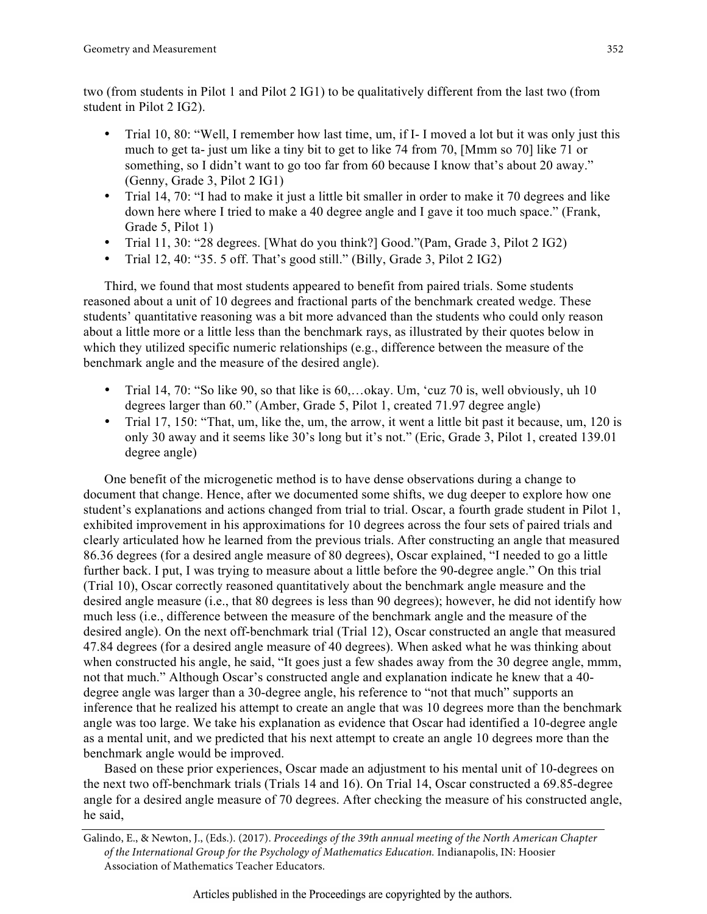two (from students in Pilot 1 and Pilot 2 IG1) to be qualitatively different from the last two (from student in Pilot 2 IG2).

- Trial 10, 80: "Well, I remember how last time, um, if I- I moved a lot but it was only just this much to get ta- just um like a tiny bit to get to like 74 from 70, [Mmm so 70] like 71 or something, so I didn't want to go too far from 60 because I know that's about 20 away." (Genny, Grade 3, Pilot 2 IG1)
- Trial 14, 70: "I had to make it just a little bit smaller in order to make it 70 degrees and like down here where I tried to make a 40 degree angle and I gave it too much space." (Frank, Grade 5, Pilot 1)
- Trial 11, 30: "28 degrees. [What do you think?] Good."(Pam, Grade 3, Pilot 2 IG2)
- Trial 12, 40: "35. 5 off. That's good still." (Billy, Grade 3, Pilot 2 IG2)

Third, we found that most students appeared to benefit from paired trials. Some students reasoned about a unit of 10 degrees and fractional parts of the benchmark created wedge. These students' quantitative reasoning was a bit more advanced than the students who could only reason about a little more or a little less than the benchmark rays, as illustrated by their quotes below in which they utilized specific numeric relationships (e.g., difference between the measure of the benchmark angle and the measure of the desired angle).

- Trial 14, 70: "So like 90, so that like is 60,…okay. Um, 'cuz 70 is, well obviously, uh 10 degrees larger than 60." (Amber, Grade 5, Pilot 1, created 71.97 degree angle)
- Trial 17, 150: "That, um, like the, um, the arrow, it went a little bit past it because, um, 120 is only 30 away and it seems like 30's long but it's not." (Eric, Grade 3, Pilot 1, created 139.01 degree angle)

One benefit of the microgenetic method is to have dense observations during a change to document that change. Hence, after we documented some shifts, we dug deeper to explore how one student's explanations and actions changed from trial to trial. Oscar, a fourth grade student in Pilot 1, exhibited improvement in his approximations for 10 degrees across the four sets of paired trials and clearly articulated how he learned from the previous trials. After constructing an angle that measured 86.36 degrees (for a desired angle measure of 80 degrees), Oscar explained, "I needed to go a little further back. I put, I was trying to measure about a little before the 90-degree angle." On this trial (Trial 10), Oscar correctly reasoned quantitatively about the benchmark angle measure and the desired angle measure (i.e., that 80 degrees is less than 90 degrees); however, he did not identify how much less (i.e., difference between the measure of the benchmark angle and the measure of the desired angle). On the next off-benchmark trial (Trial 12), Oscar constructed an angle that measured 47.84 degrees (for a desired angle measure of 40 degrees). When asked what he was thinking about when constructed his angle, he said, "It goes just a few shades away from the 30 degree angle, mmm, not that much." Although Oscar's constructed angle and explanation indicate he knew that a 40-degree angle was larger than a 30-degree angle, his reference to "not that much" supports an inference that he realized his attempt to create an angle that was 10 degrees more than the benchmark angle was too large. We take his explanation as evidence that Oscar had identified a 10-degree angle as a mental unit, and we predicted that his next attempt to create an angle 10 degrees more than the benchmark angle would be improved.

Based on these prior experiences, Oscar made an adjustment to his mental unit of 10-degrees on the next two off-benchmark trials (Trials 14 and 16). On Trial 14, Oscar constructed a 69.85-degree angle for a desired angle measure of 70 degrees. After checking the measure of his constructed angle, he said,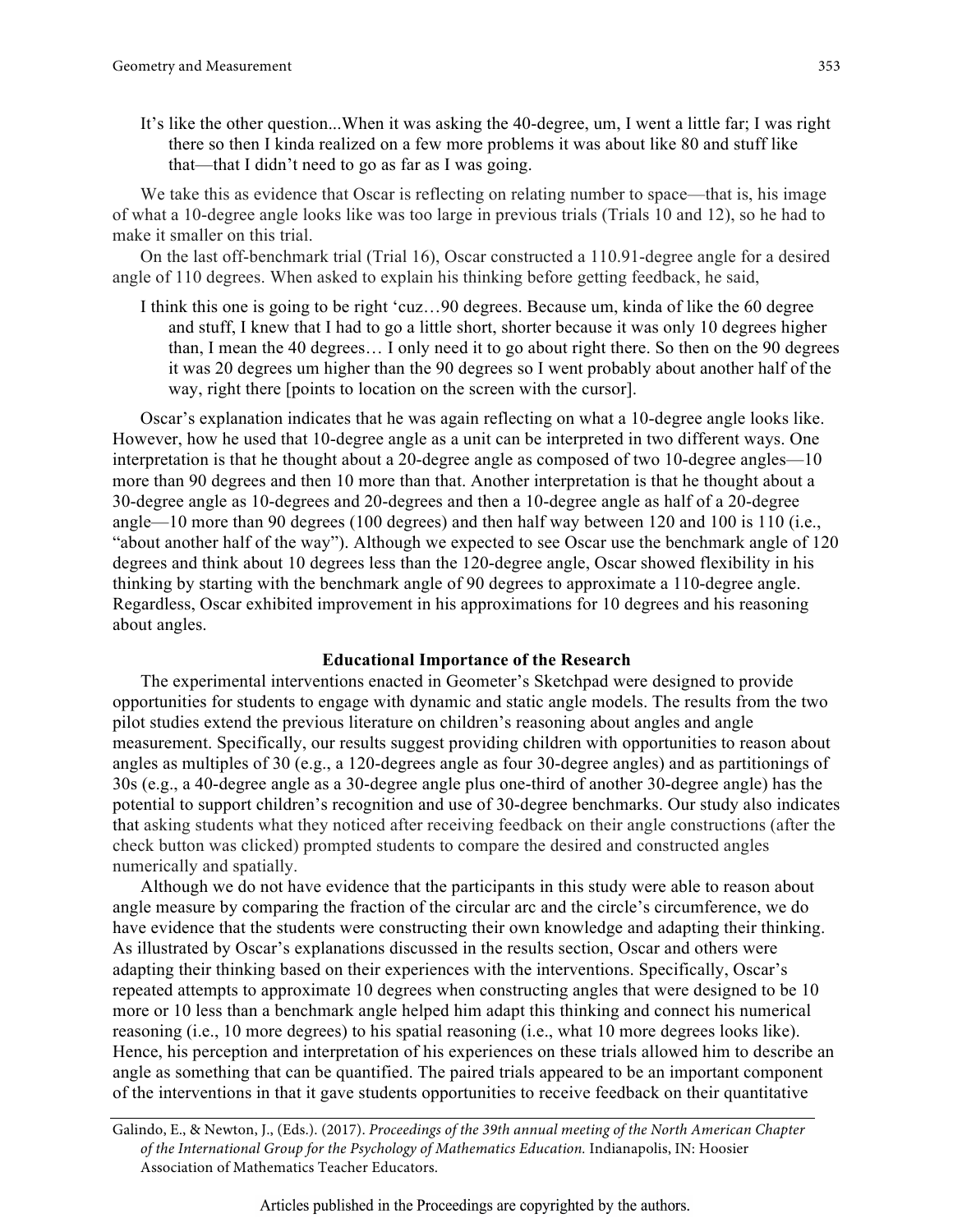> It's like the other question...When it was asking the 40-degree, um, I went a little far; I was right there so then I kinda realized on a few more problems it was about like 80 and stuff like that—that I didn't need to go as far as I was going.

We take this as evidence that Oscar is reflecting on relating number to space—that is, his image of what a 10-degree angle looks like was too large in previous trials (Trials 10 and 12), so he had to make it smaller on this trial.

On the last off-benchmark trial (Trial 16), Oscar constructed a 110.91-degree angle for a desired angle of 110 degrees. When asked to explain his thinking before getting feedback, he said,

> I think this one is going to be right 'cuz…90 degrees. Because um, kinda of like the 60 degree and stuff, I knew that I had to go a little short, shorter because it was only 10 degrees higher than, I mean the 40 degrees… I only need it to go about right there. So then on the 90 degrees it was 20 degrees um higher than the 90 degrees so I went probably about another half of the way, right there [points to location on the screen with the cursor].

Oscar's explanation indicates that he was again reflecting on what a 10-degree angle looks like. However, how he used that 10-degree angle as a unit can be interpreted in two different ways. One interpretation is that he thought about a 20-degree angle as composed of two 10-degree angles—10 more than 90 degrees and then 10 more than that. Another interpretation is that he thought about a 30-degree angle as 10-degrees and 20-degrees and then a 10-degree angle as half of a 20-degree angle—10 more than 90 degrees (100 degrees) and then half way between 120 and 100 is 110 (i.e., "about another half of the way"). Although we expected to see Oscar use the benchmark angle of 120 degrees and think about 10 degrees less than the 120-degree angle, Oscar showed flexibility in his thinking by starting with the benchmark angle of 90 degrees to approximate a 110-degree angle. Regardless, Oscar exhibited improvement in his approximations for 10 degrees and his reasoning about angles.

## Educational Importance of the Research

The experimental interventions enacted in Geometer's Sketchpad were designed to provide opportunities for students to engage with dynamic and static angle models. The results from the two pilot studies extend the previous literature on children's reasoning about angles and angle measurement. Specifically, our results suggest providing children with opportunities to reason about angles as multiples of 30 (e.g., a 120-degrees angle as four 30-degree angles) and as partitionings of 30s (e.g., a 40-degree angle as a 30-degree angle plus one-third of another 30-degree angle) has the potential to support children's recognition and use of 30-degree benchmarks. Our study also indicates that asking students what they noticed after receiving feedback on their angle constructions (after the check button was clicked) prompted students to compare the desired and constructed angles numerically and spatially.

Although we do not have evidence that the participants in this study were able to reason about angle measure by comparing the fraction of the circular arc and the circle's circumference, we do have evidence that the students were constructing their own knowledge and adapting their thinking. As illustrated by Oscar's explanations discussed in the results section, Oscar and others were adapting their thinking based on their experiences with the interventions. Specifically, Oscar's repeated attempts to approximate 10 degrees when constructing angles that were designed to be 10 more or 10 less than a benchmark angle helped him adapt this thinking and connect his numerical reasoning (i.e., 10 more degrees) to his spatial reasoning (i.e., what 10 more degrees looks like). Hence, his perception and interpretation of his experiences on these trials allowed him to describe an angle as something that can be quantified. The paired trials appeared to be an important component of the interventions in that it gave students opportunities to receive feedback on their quantitative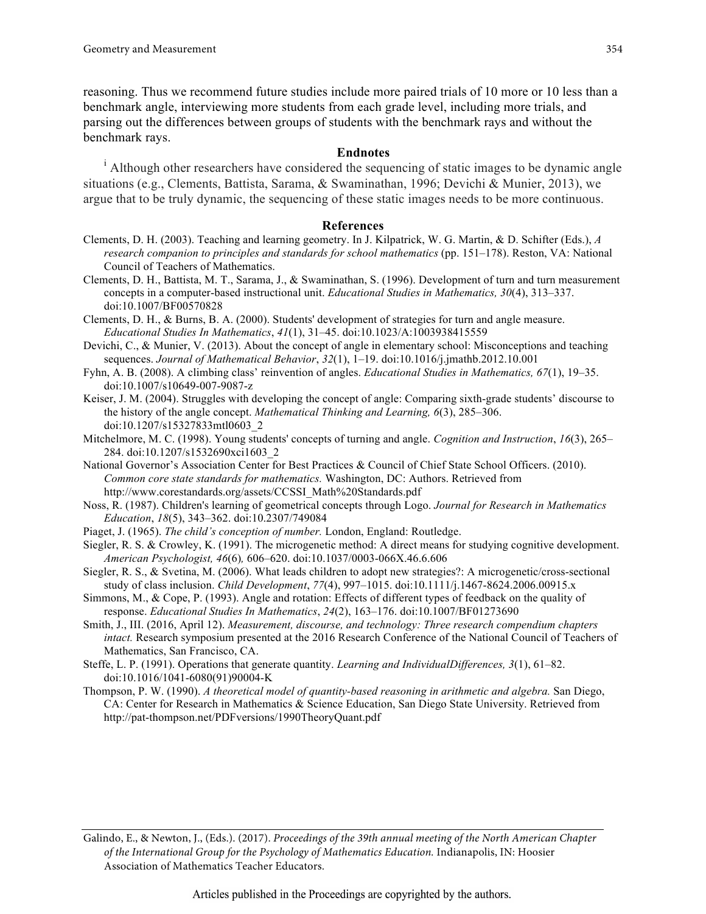reasoning. Thus we recommend future studies include more paired trials of 10 more or 10 less than a benchmark angle, interviewing more students from each grade level, including more trials, and parsing out the differences between groups of students with the benchmark rays and without the benchmark rays.

## Endnotes

[i] Although other researchers have considered the sequencing of static images to be dynamic angle situations (e.g., Clements, Battista, Sarama, & Swaminathan, 1996; Devichi & Munier, 2013), we argue that to be truly dynamic, the sequencing of these static images needs to be more continuous.

## References

Clements, D. H. (2003). Teaching and learning geometry. In J. Kilpatrick, W. G. Martin, & D. Schifter (Eds.), *A research companion to principles and standards for school mathematics* (pp. 151–178). Reston, VA: National Council of Teachers of Mathematics.

Clements, D. H., Battista, M. T., Sarama, J., & Swaminathan, S. (1996). Development of turn and turn measurement concepts in a computer-based instructional unit. *Educational Studies in Mathematics, 30*(4), 313–337. doi:10.1007/BF00570828

Clements, D. H., & Burns, B. A. (2000). Students' development of strategies for turn and angle measure. *Educational Studies In Mathematics*, *41*(1), 31–45. doi:10.1023/A:1003938415559

Devichi, C., & Munier, V. (2013). About the concept of angle in elementary school: Misconceptions and teaching sequences. *Journal of Mathematical Behavior*, *32*(1), 1–19. doi:10.1016/j.jmathb.2012.10.001

Fyhn, A. B. (2008). A climbing class' reinvention of angles. *Educational Studies in Mathematics, 67*(1), 19–35. doi:10.1007/s10649-007-9087-z

Keiser, J. M. (2004). Struggles with developing the concept of angle: Comparing sixth-grade students' discourse to the history of the angle concept. *Mathematical Thinking and Learning, 6*(3), 285–306. doi:10.1207/s15327833mtl0603_2

Mitchelmore, M. C. (1998). Young students' concepts of turning and angle. *Cognition and Instruction*, *16*(3), 265–284. doi:10.1207/s1532690xci1603_2

National Governor's Association Center for Best Practices & Council of Chief State School Officers. (2010). *Common core state standards for mathematics.* Washington, DC: Authors. Retrieved from http://www.corestandards.org/assets/CCSSI_Math%20Standards.pdf

Noss, R. (1987). Children's learning of geometrical concepts through Logo. *Journal for Research in Mathematics Education*, *18*(5), 343–362. doi:10.2307/749084

Piaget, J. (1965). *The child's conception of number.* London, England: Routledge.

Siegler, R. S. & Crowley, K. (1991). The microgenetic method: A direct means for studying cognitive development. *American Psychologist, 46*(6)*,* 606–620. doi:10.1037/0003-066X.46.6.606

Siegler, R. S., & Svetina, M. (2006). What leads children to adopt new strategies?: A microgenetic/cross-sectional study of class inclusion. *Child Development*, *77*(4), 997–1015. doi:10.1111/j.1467-8624.2006.00915.x

Simmons, M., & Cope, P. (1993). Angle and rotation: Effects of different types of feedback on the quality of response. *Educational Studies In Mathematics*, *24*(2), 163–176. doi:10.1007/BF01273690

Smith, J., III. (2016, April 12). *Measurement, discourse, and technology: Three research compendium chapters intact.* Research symposium presented at the 2016 Research Conference of the National Council of Teachers of Mathematics, San Francisco, CA.

Steffe, L. P. (1991). Operations that generate quantity. *Learning and IndividualDifferences, 3*(1), 61–82. doi:10.1016/1041-6080(91)90004-K

Thompson, P. W. (1990). *A theoretical model of quantity-based reasoning in arithmetic and algebra.* San Diego, CA: Center for Research in Mathematics & Science Education, San Diego State University. Retrieved from http://pat-thompson.net/PDFversions/1990TheoryQuant.pdf